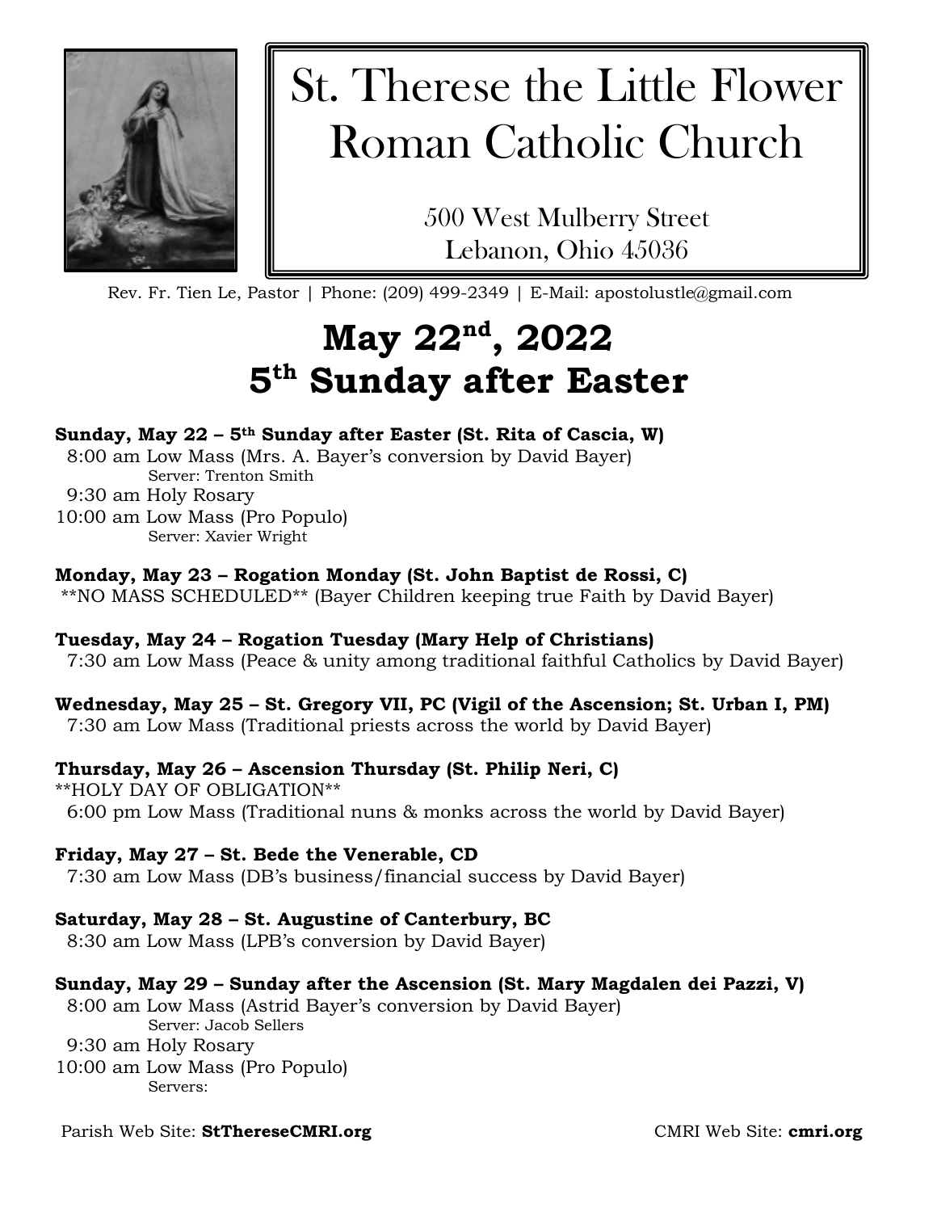# St. Therese the Little Flower Roman Catholic Church

500 West Mulberry Street
Lebanon, Ohio 45036

Rev. Fr. Tien Le, Pastor | Phone: (209) 499-2349 | E-Mail: apostolustle@gmail.com

## May 22nd, 2022
## 5th Sunday after Easter

**Sunday, May 22 – 5th Sunday after Easter (St. Rita of Cascia, W)**
8:00 am Low Mass (Mrs. A. Bayer's conversion by David Bayer)
Server: Trenton Smith
9:30 am Holy Rosary
10:00 am Low Mass (Pro Populo)
Server: Xavier Wright

**Monday, May 23 – Rogation Monday (St. John Baptist de Rossi, C)**
**NO MASS SCHEDULED** (Bayer Children keeping true Faith by David Bayer)

**Tuesday, May 24 – Rogation Tuesday (Mary Help of Christians)**
7:30 am Low Mass (Peace & unity among traditional faithful Catholics by David Bayer)

**Wednesday, May 25 – St. Gregory VII, PC (Vigil of the Ascension; St. Urban I, PM)**
7:30 am Low Mass (Traditional priests across the world by David Bayer)

**Thursday, May 26 – Ascension Thursday (St. Philip Neri, C)**
**HOLY DAY OF OBLIGATION**
6:00 pm Low Mass (Traditional nuns & monks across the world by David Bayer)

**Friday, May 27 – St. Bede the Venerable, CD**
7:30 am Low Mass (DB's business/financial success by David Bayer)

**Saturday, May 28 – St. Augustine of Canterbury, BC**
8:30 am Low Mass (LPB's conversion by David Bayer)

**Sunday, May 29 – Sunday after the Ascension (St. Mary Magdalen dei Pazzi, V)**
8:00 am Low Mass (Astrid Bayer's conversion by David Bayer)
Server: Jacob Sellers
9:30 am Holy Rosary
10:00 am Low Mass (Pro Populo)
Servers:

Parish Web Site: **StThereseCMRI.org** CMRI Web Site: **cmri.org**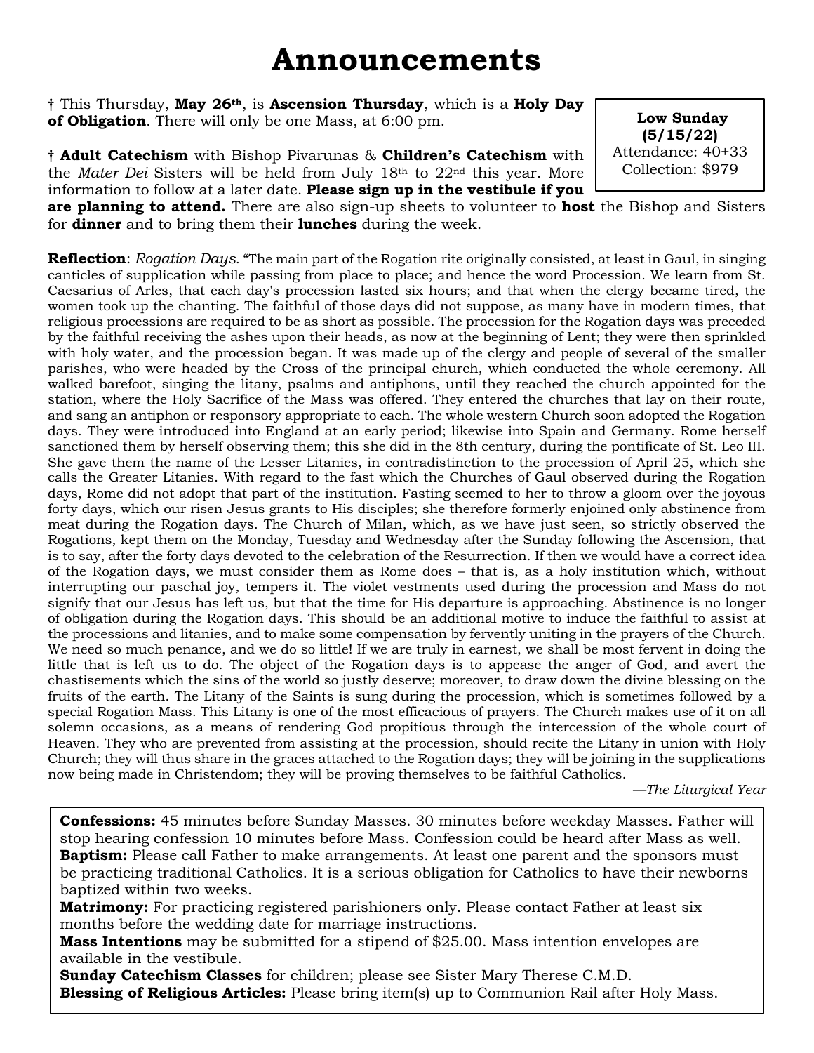# Announcements

**Low Sunday (5/15/22)**
Attendance: 40+33
Collection: $979

† This Thursday, **May 26th**, is **Ascension Thursday**, which is a **Holy Day of Obligation**. There will only be one Mass, at 6:00 pm.

† **Adult Catechism** with Bishop Pivarunas & **Children's Catechism** with the *Mater Dei* Sisters will be held from July 18th to 22nd this year. More information to follow at a later date. **Please sign up in the vestibule if you are planning to attend.** There are also sign-up sheets to volunteer to **host** the Bishop and Sisters for **dinner** and to bring them their **lunches** during the week.

**Reflection**: *Rogation Days*. "The main part of the Rogation rite originally consisted, at least in Gaul, in singing canticles of supplication while passing from place to place; and hence the word Procession. We learn from St. Caesarius of Arles, that each day's procession lasted six hours; and that when the clergy became tired, the women took up the chanting. The faithful of those days did not suppose, as many have in modern times, that religious processions are required to be as short as possible. The procession for the Rogation days was preceded by the faithful receiving the ashes upon their heads, as now at the beginning of Lent; they were then sprinkled with holy water, and the procession began. It was made up of the clergy and people of several of the smaller parishes, who were headed by the Cross of the principal church, which conducted the whole ceremony. All walked barefoot, singing the litany, psalms and antiphons, until they reached the church appointed for the station, where the Holy Sacrifice of the Mass was offered. They entered the churches that lay on their route, and sang an antiphon or responsory appropriate to each. The whole western Church soon adopted the Rogation days. They were introduced into England at an early period; likewise into Spain and Germany. Rome herself sanctioned them by herself observing them; this she did in the 8th century, during the pontificate of St. Leo III. She gave them the name of the Lesser Litanies, in contradistinction to the procession of April 25, which she calls the Greater Litanies. With regard to the fast which the Churches of Gaul observed during the Rogation days, Rome did not adopt that part of the institution. Fasting seemed to her to throw a gloom over the joyous forty days, which our risen Jesus grants to His disciples; she therefore formerly enjoined only abstinence from meat during the Rogation days. The Church of Milan, which, as we have just seen, so strictly observed the Rogations, kept them on the Monday, Tuesday and Wednesday after the Sunday following the Ascension, that is to say, after the forty days devoted to the celebration of the Resurrection. If then we would have a correct idea of the Rogation days, we must consider them as Rome does – that is, as a holy institution which, without interrupting our paschal joy, tempers it. The violet vestments used during the procession and Mass do not signify that our Jesus has left us, but that the time for His departure is approaching. Abstinence is no longer of obligation during the Rogation days. This should be an additional motive to induce the faithful to assist at the processions and litanies, and to make some compensation by fervently uniting in the prayers of the Church. We need so much penance, and we do so little! If we are truly in earnest, we shall be most fervent in doing the little that is left us to do. The object of the Rogation days is to appease the anger of God, and avert the chastisements which the sins of the world so justly deserve; moreover, to draw down the divine blessing on the fruits of the earth. The Litany of the Saints is sung during the procession, which is sometimes followed by a special Rogation Mass. This Litany is one of the most efficacious of prayers. The Church makes use of it on all solemn occasions, as a means of rendering God propitious through the intercession of the whole court of Heaven. They who are prevented from assisting at the procession, should recite the Litany in union with Holy Church; they will thus share in the graces attached to the Rogation days; they will be joining in the supplications now being made in Christendom; they will be proving themselves to be faithful Catholics.

*—The Liturgical Year*

**Confessions:** 45 minutes before Sunday Masses. 30 minutes before weekday Masses. Father will stop hearing confession 10 minutes before Mass. Confession could be heard after Mass as well.
**Baptism:** Please call Father to make arrangements. At least one parent and the sponsors must be practicing traditional Catholics. It is a serious obligation for Catholics to have their newborns baptized within two weeks.
**Matrimony:** For practicing registered parishioners only. Please contact Father at least six months before the wedding date for marriage instructions.
**Mass Intentions** may be submitted for a stipend of $25.00. Mass intention envelopes are available in the vestibule.
**Sunday Catechism Classes** for children; please see Sister Mary Therese C.M.D.
**Blessing of Religious Articles:** Please bring item(s) up to Communion Rail after Holy Mass.